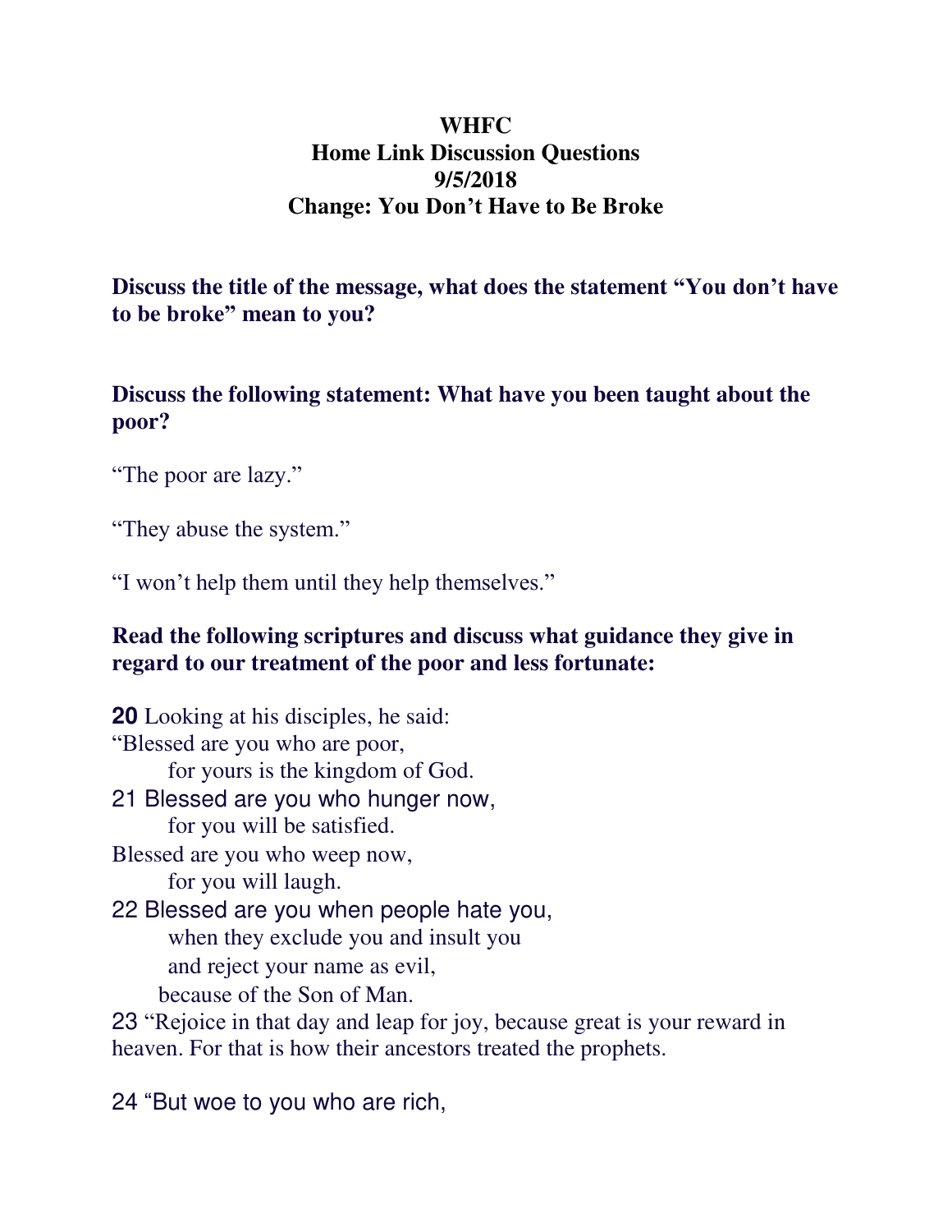**WHFC**
**Home Link Discussion Questions**
**9/5/2018**
**Change: You Don't Have to Be Broke**

**Discuss the title of the message, what does the statement "You don't have to be broke" mean to you?**

**Discuss the following statement: What have you been taught about the poor?**

"The poor are lazy."

"They abuse the system."

"I won't help them until they help themselves."

**Read the following scriptures and discuss what guidance they give in regard to our treatment of the poor and less fortunate:**

**20** Looking at his disciples, he said:
"Blessed are you who are poor,
    for yours is the kingdom of God.
21 Blessed are you who hunger now,
    for you will be satisfied.
Blessed are you who weep now,
    for you will laugh.
22 Blessed are you when people hate you,
    when they exclude you and insult you
    and reject your name as evil,
    because of the Son of Man.
23 "Rejoice in that day and leap for joy, because great is your reward in heaven. For that is how their ancestors treated the prophets.

24 "But woe to you who are rich,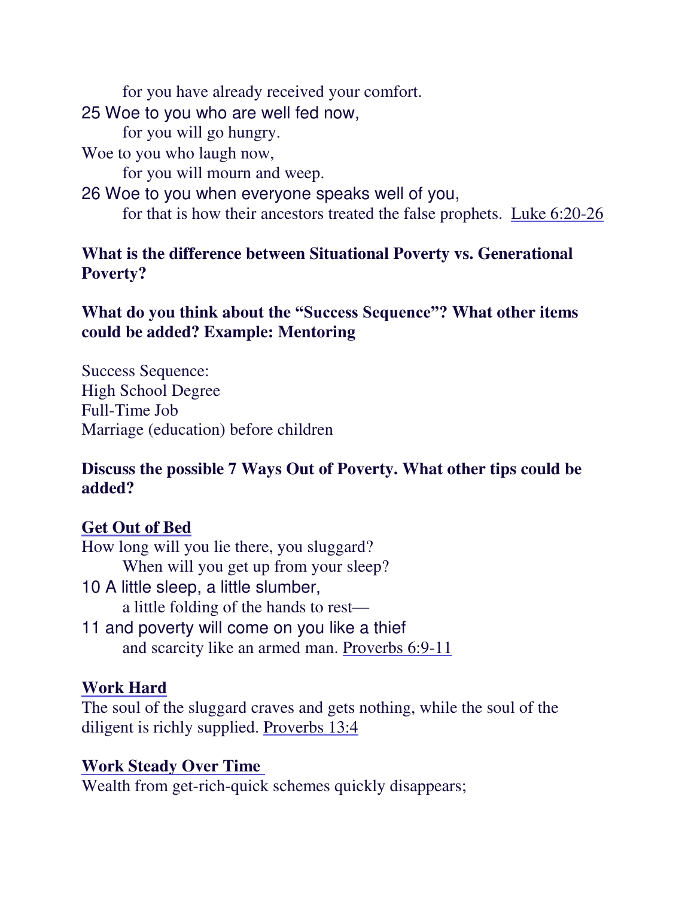for you have already received your comfort.  
25 Woe to you who are well fed now,  
for you will go hungry.  
Woe to you who laugh now,  
for you will mourn and weep.  
26 Woe to you when everyone speaks well of you,  
for that is how their ancestors treated the false prophets. Luke 6:20-26

**What is the difference between Situational Poverty vs. Generational Poverty?**

**What do you think about the "Success Sequence"? What other items could be added? Example: Mentoring**

Success Sequence:  
High School Degree  
Full-Time Job  
Marriage (education) before children

**Discuss the possible 7 Ways Out of Poverty. What other tips could be added?**

**Get Out of Bed**

How long will you lie there, you sluggard?  
When will you get up from your sleep?  
10 A little sleep, a little slumber,  
a little folding of the hands to rest—  
11 and poverty will come on you like a thief  
and scarcity like an armed man. Proverbs 6:9-11

**Work Hard**

The soul of the sluggard craves and gets nothing, while the soul of the diligent is richly supplied. Proverbs 13:4

**Work Steady Over Time**

Wealth from get-rich-quick schemes quickly disappears;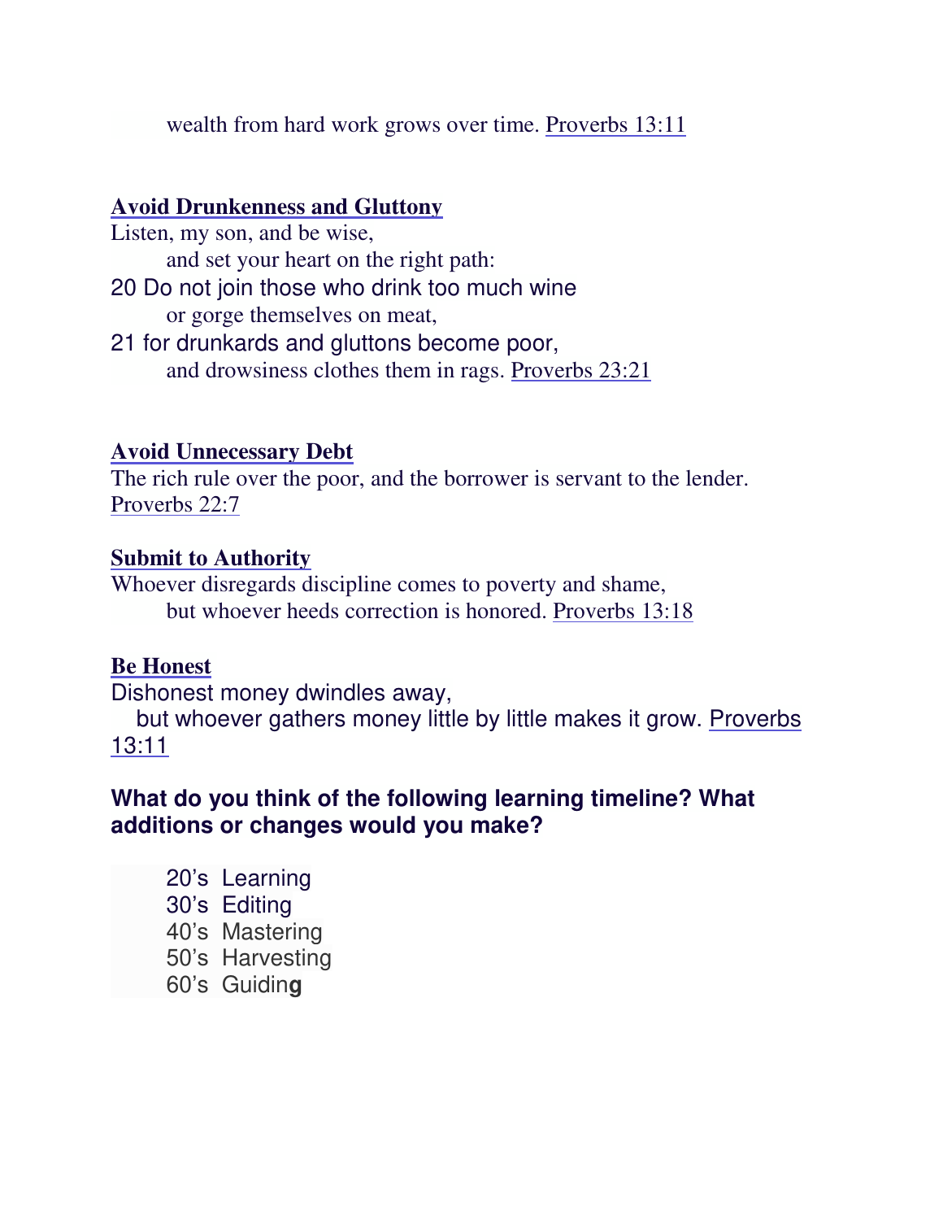wealth from hard work grows over time. Proverbs 13:11

**Avoid Drunkenness and Gluttony**

Listen, my son, and be wise,
and set your heart on the right path:
20 Do not join those who drink too much wine
or gorge themselves on meat,
21 for drunkards and gluttons become poor,
and drowsiness clothes them in rags. Proverbs 23:21

**Avoid Unnecessary Debt**

The rich rule over the poor, and the borrower is servant to the lender. Proverbs 22:7

**Submit to Authority**

Whoever disregards discipline comes to poverty and shame,
but whoever heeds correction is honored. Proverbs 13:18

**Be Honest**

Dishonest money dwindles away,
but whoever gathers money little by little makes it grow. Proverbs 13:11

**What do you think of the following learning timeline? What additions or changes would you make?**

20's Learning
30's Editing
40's Mastering
50's Harvesting
60's Guiding